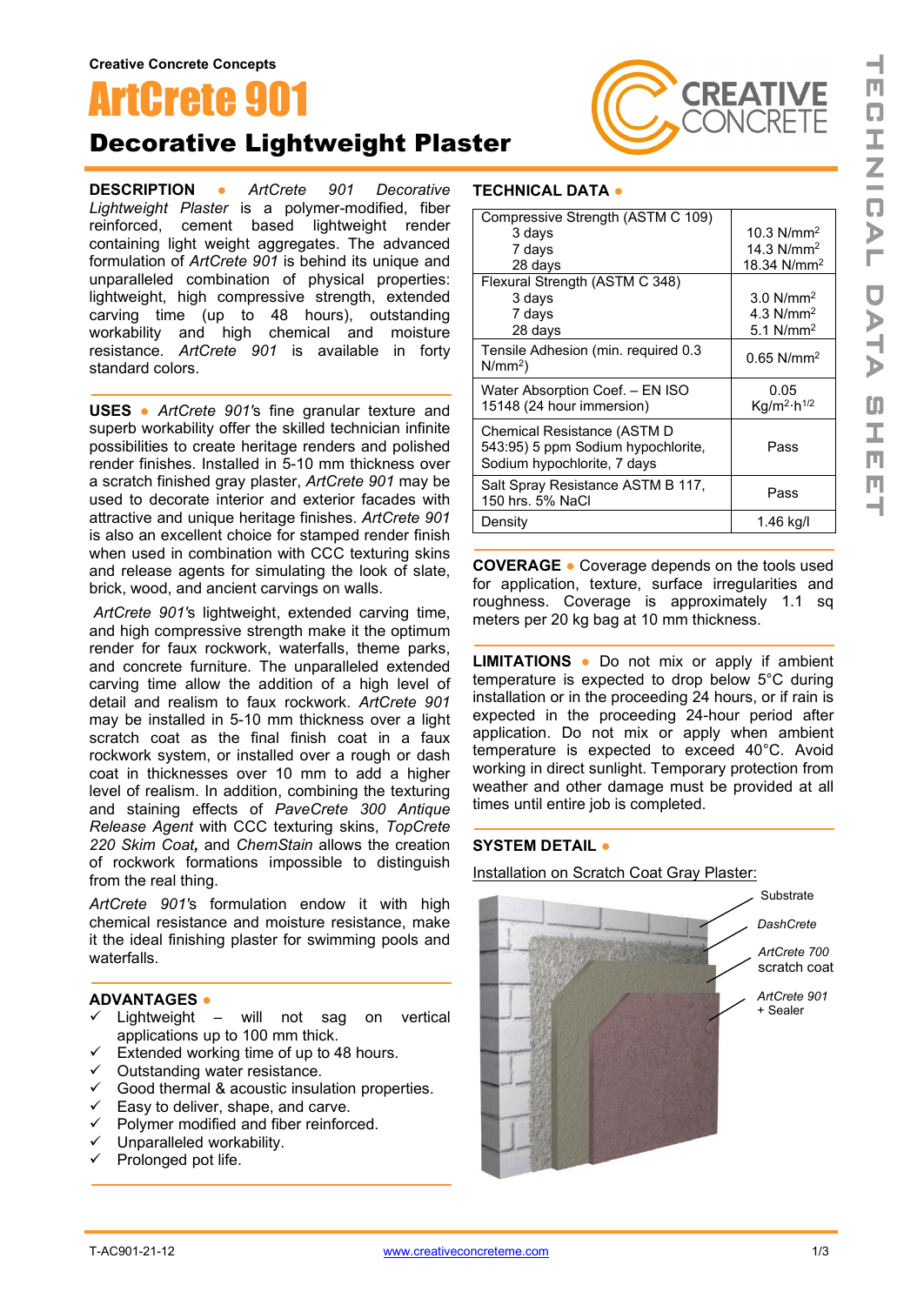Creative Concrete Concepts

# ArtCrete 901

## Decorative Lightweight Plaster

**DESCRIPTION** ● *ArtCrete 901 Decorative Lightweight Plaster* is a polymer-modified, fiber reinforced, cement based lightweight render containing light weight aggregates. The advanced formulation of *ArtCrete 901* is behind its unique and unparalleled combination of physical properties: lightweight, high compressive strength, extended carving time (up to 48 hours), outstanding workability and high chemical and moisture resistance. *ArtCrete 901* is available in forty standard colors.

**USES** ● *ArtCrete 901*'s fine granular texture and superb workability offer the skilled technician infinite possibilities to create heritage renders and polished render finishes. Installed in 5-10 mm thickness over a scratch finished gray plaster, *ArtCrete 901* may be used to decorate interior and exterior facades with attractive and unique heritage finishes. *ArtCrete 901* is also an excellent choice for stamped render finish when used in combination with CCC texturing skins and release agents for simulating the look of slate, brick, wood, and ancient carvings on walls.

*ArtCrete 901*'s lightweight, extended carving time, and high compressive strength make it the optimum render for faux rockwork, waterfalls, theme parks, and concrete furniture. The unparalleled extended carving time allow the addition of a high level of detail and realism to faux rockwork. *ArtCrete 901* may be installed in 5-10 mm thickness over a light scratch coat as the final finish coat in a faux rockwork system, or installed over a rough or dash coat in thicknesses over 10 mm to add a higher level of realism. In addition, combining the texturing and staining effects of *PaveCrete 300 Antique Release Agent* with CCC texturing skins, *TopCrete 220 Skim Coat**,*** and *ChemStain* allows the creation of rockwork formations impossible to distinguish from the real thing.

*ArtCrete 901*'s formulation endow it with high chemical resistance and moisture resistance, make it the ideal finishing plaster for swimming pools and waterfalls.

**ADVANTAGES** ●

- ✓ Lightweight – will not sag on vertical applications up to 100 mm thick.
- ✓ Extended working time of up to 48 hours.
- ✓ Outstanding water resistance.
- ✓ Good thermal & acoustic insulation properties.
- ✓ Easy to deliver, shape, and carve.
- ✓ Polymer modified and fiber reinforced.
- ✓ Unparalleled workability.
- ✓ Prolonged pot life.

**TECHNICAL DATA** ●

| Property | Value |
|---|---|
| Compressive Strength (ASTM C 109)<br>3 days<br>7 days<br>28 days | <br>10.3 N/mm²<br>14.3 N/mm²<br>18.34 N/mm² |
| Flexural Strength (ASTM C 348)<br>3 days<br>7 days<br>28 days | <br>3.0 N/mm²<br>4.3 N/mm²<br>5.1 N/mm² |
| Tensile Adhesion (min. required 0.3 N/mm²) | 0.65 N/mm² |
| Water Absorption Coef. – EN ISO 15148 (24 hour immersion) | 0.05 Kg/m²·h$^{1/2}$ |
| Chemical Resistance (ASTM D 543:95) 5 ppm Sodium hypochlorite, Sodium hypochlorite, 7 days | Pass |
| Salt Spray Resistance ASTM B 117, 150 hrs. 5% NaCl | Pass |
| Density | 1.46 kg/l |

**COVERAGE** ● Coverage depends on the tools used for application, texture, surface irregularities and roughness. Coverage is approximately 1.1 sq meters per 20 kg bag at 10 mm thickness.

**LIMITATIONS** ● Do not mix or apply if ambient temperature is expected to drop below 5°C during installation or in the proceeding 24 hours, or if rain is expected in the proceeding 24-hour period after application. Do not mix or apply when ambient temperature is expected to exceed 40°C. Avoid working in direct sunlight. Temporary protection from weather and other damage must be provided at all times until entire job is completed.

**SYSTEM DETAIL** ●

Installation on Scratch Coat Gray Plaster:

- Substrate
- *DashCrete*
- *ArtCrete 700* scratch coat
- *ArtCrete 901* + Sealer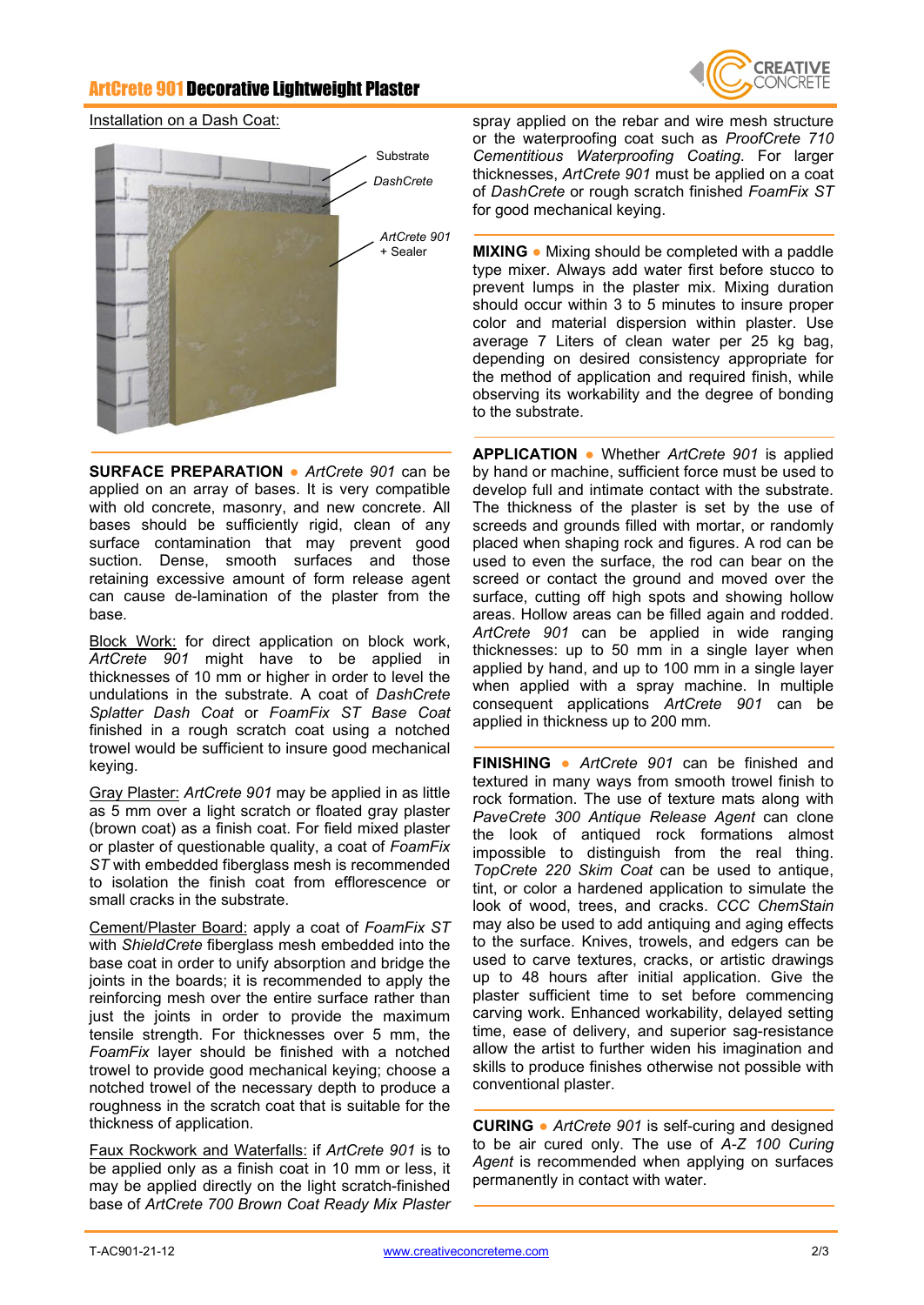## ArtCrete 901 Decorative Lightweight Plaster

Installation on a Dash Coat:

Substrate

*DashCrete*

*ArtCrete 901* + Sealer

**SURFACE PREPARATION** ● *ArtCrete 901* can be applied on an array of bases. It is very compatible with old concrete, masonry, and new concrete. All bases should be sufficiently rigid, clean of any surface contamination that may prevent good suction. Dense, smooth surfaces and those retaining excessive amount of form release agent can cause de-lamination of the plaster from the base.

Block Work: for direct application on block work, *ArtCrete 901* might have to be applied in thicknesses of 10 mm or higher in order to level the undulations in the substrate. A coat of *DashCrete Splatter Dash Coat* or *FoamFix ST Base Coat* finished in a rough scratch coat using a notched trowel would be sufficient to insure good mechanical keying.

Gray Plaster: *ArtCrete 901* may be applied in as little as 5 mm over a light scratch or floated gray plaster (brown coat) as a finish coat. For field mixed plaster or plaster of questionable quality, a coat of *FoamFix ST* with embedded fiberglass mesh is recommended to isolation the finish coat from efflorescence or small cracks in the substrate.

Cement/Plaster Board: apply a coat of *FoamFix ST* with *ShieldCrete* fiberglass mesh embedded into the base coat in order to unify absorption and bridge the joints in the boards; it is recommended to apply the reinforcing mesh over the entire surface rather than just the joints in order to provide the maximum tensile strength. For thicknesses over 5 mm, the *FoamFix* layer should be finished with a notched trowel to provide good mechanical keying; choose a notched trowel of the necessary depth to produce a roughness in the scratch coat that is suitable for the thickness of application.

Faux Rockwork and Waterfalls: if *ArtCrete 901* is to be applied only as a finish coat in 10 mm or less, it may be applied directly on the light scratch-finished base of *ArtCrete 700 Brown Coat Ready Mix Plaster* spray applied on the rebar and wire mesh structure or the waterproofing coat such as *ProofCrete 710 Cementitious Waterproofing Coating*. For larger thicknesses, *ArtCrete 901* must be applied on a coat of *DashCrete* or rough scratch finished *FoamFix ST* for good mechanical keying.

**MIXING** ● Mixing should be completed with a paddle type mixer. Always add water first before stucco to prevent lumps in the plaster mix. Mixing duration should occur within 3 to 5 minutes to insure proper color and material dispersion within plaster. Use average 7 Liters of clean water per 25 kg bag, depending on desired consistency appropriate for the method of application and required finish, while observing its workability and the degree of bonding to the substrate.

**APPLICATION** ● Whether *ArtCrete 901* is applied by hand or machine, sufficient force must be used to develop full and intimate contact with the substrate. The thickness of the plaster is set by the use of screeds and grounds filled with mortar, or randomly placed when shaping rock and figures. A rod can be used to even the surface, the rod can bear on the screed or contact the ground and moved over the surface, cutting off high spots and showing hollow areas. Hollow areas can be filled again and rodded. *ArtCrete 901* can be applied in wide ranging thicknesses: up to 50 mm in a single layer when applied by hand, and up to 100 mm in a single layer when applied with a spray machine. In multiple consequent applications *ArtCrete 901* can be applied in thickness up to 200 mm.

**FINISHING** ● *ArtCrete 901* can be finished and textured in many ways from smooth trowel finish to rock formation. The use of texture mats along with *PaveCrete 300 Antique Release Agent* can clone the look of antiqued rock formations almost impossible to distinguish from the real thing. *TopCrete 220 Skim Coat* can be used to antique, tint, or color a hardened application to simulate the look of wood, trees, and cracks. *CCC ChemStain* may also be used to add antiquing and aging effects to the surface. Knives, trowels, and edgers can be used to carve textures, cracks, or artistic drawings up to 48 hours after initial application. Give the plaster sufficient time to set before commencing carving work. Enhanced workability, delayed setting time, ease of delivery, and superior sag-resistance allow the artist to further widen his imagination and skills to produce finishes otherwise not possible with conventional plaster.

**CURING** ● *ArtCrete 901* is self-curing and designed to be air cured only. The use of *A-Z 100 Curing Agent* is recommended when applying on surfaces permanently in contact with water.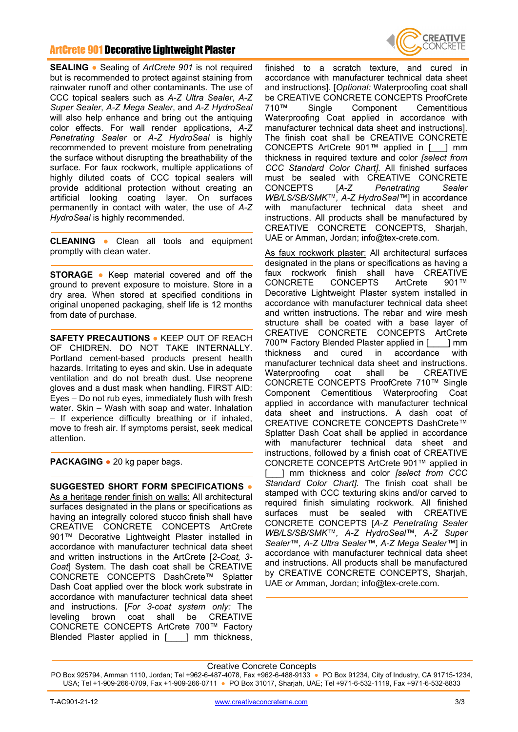**SEALING** • Sealing of *ArtCrete 901* is not required but is recommended to protect against staining from rainwater runoff and other contaminants. The use of CCC topical sealers such as *A-Z Ultra Sealer*, *A-Z Super Sealer*, *A-Z Mega Sealer*, and *A-Z HydroSeal* will also help enhance and bring out the antiquing color effects. For wall render applications, *A-Z Penetrating Sealer* or *A-Z HydroSeal* is highly recommended to prevent moisture from penetrating the surface without disrupting the breathability of the surface. For faux rockwork, multiple applications of highly diluted coats of CCC topical sealers will provide additional protection without creating an artificial looking coating layer. On surfaces permanently in contact with water, the use of *A-Z HydroSeal* is highly recommended.

**CLEANING** • Clean all tools and equipment promptly with clean water.

**STORAGE** • Keep material covered and off the ground to prevent exposure to moisture. Store in a dry area. When stored at specified conditions in original unopened packaging, shelf life is 12 months from date of purchase.

**SAFETY PRECAUTIONS** • KEEP OUT OF REACH OF CHIDREN. DO NOT TAKE INTERNALLY. Portland cement-based products present health hazards. Irritating to eyes and skin. Use in adequate ventilation and do not breath dust. Use neoprene gloves and a dust mask when handling. FIRST AID: Eyes – Do not rub eyes, immediately flush with fresh water. Skin – Wash with soap and water. Inhalation – If experience difficulty breathing or if inhaled, move to fresh air. If symptoms persist, seek medical attention.

**PACKAGING** • 20 kg paper bags.

**SUGGESTED SHORT FORM SPECIFICATIONS** •

As a heritage render finish on walls: All architectural surfaces designated in the plans or specifications as having an integrally colored stucco finish shall have CREATIVE CONCRETE CONCEPTS ArtCrete 901™ Decorative Lightweight Plaster installed in accordance with manufacturer technical data sheet and written instructions in the ArtCrete [*2-Coat, 3-Coat*] System. The dash coat shall be CREATIVE CONCRETE CONCEPTS DashCrete™ Splatter Dash Coat applied over the block work substrate in accordance with manufacturer technical data sheet and instructions. [*For 3-coat system only:* The leveling brown coat shall be CREATIVE CONCRETE CONCEPTS ArtCrete 700™ Factory Blended Plaster applied in [____] mm thickness, finished to a scratch texture, and cured in accordance with manufacturer technical data sheet and instructions]. [*Optional:* Waterproofing coat shall be CREATIVE CONCRETE CONCEPTS ProofCrete 710™ Single Component Cementitious Waterproofing Coat applied in accordance with manufacturer technical data sheet and instructions]. The finish coat shall be CREATIVE CONCRETE CONCEPTS ArtCrete 901™ applied in [___] mm thickness in required texture and color *[select from CCC Standard Color Chart]*. All finished surfaces must be sealed with CREATIVE CONCRETE CONCEPTS [*A-Z Penetrating Sealer WB/LS/SB/SMK™, A-Z HydroSeal™*] in accordance with manufacturer technical data sheet and instructions. All products shall be manufactured by CREATIVE CONCRETE CONCEPTS, Sharjah, UAE or Amman, Jordan; info@tex-crete.com.

As faux rockwork plaster: All architectural surfaces designated in the plans or specifications as having a faux rockwork finish shall have CREATIVE CONCRETE CONCEPTS ArtCrete 901™ Decorative Lightweight Plaster system installed in accordance with manufacturer technical data sheet and written instructions. The rebar and wire mesh structure shall be coated with a base layer of CREATIVE CONCRETE CONCEPTS ArtCrete 700™ Factory Blended Plaster applied in [____] mm thickness and cured in accordance with manufacturer technical data sheet and instructions. Waterproofing coat shall be CREATIVE CONCRETE CONCEPTS ProofCrete 710™ Single Component Cementitious Waterproofing Coat applied in accordance with manufacturer technical data sheet and instructions. A dash coat of CREATIVE CONCRETE CONCEPTS DashCrete™ Splatter Dash Coat shall be applied in accordance with manufacturer technical data sheet and instructions, followed by a finish coat of CREATIVE CONCRETE CONCEPTS ArtCrete 901™ applied in [___] mm thickness and color *[select from CCC Standard Color Chart]*. The finish coat shall be stamped with CCC texturing skins and/or carved to required finish simulating rockwork. All finished surfaces must be sealed with CREATIVE CONCRETE CONCEPTS [*A-Z Penetrating Sealer WB/LS/SB/SMK™, A-Z HydroSeal™, A-Z Super Sealer™, A-Z Ultra Sealer™, A-Z Mega Sealer™*] in accordance with manufacturer technical data sheet and instructions. All products shall be manufactured by CREATIVE CONCRETE CONCEPTS, Sharjah, UAE or Amman, Jordan; info@tex-crete.com.